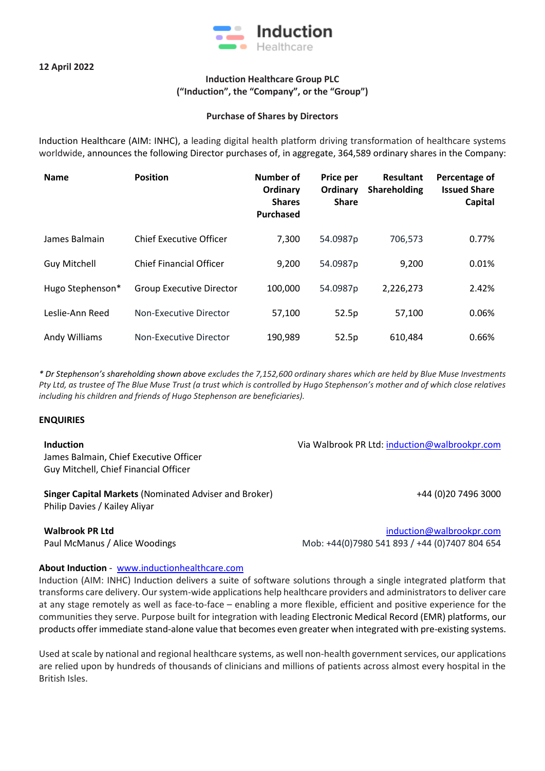Induction Healthcare

**12 April 2022**

**Induction Healthcare Group PLC**
**("Induction", the "Company", or the "Group")**

**Purchase of Shares by Directors**

Induction Healthcare (AIM: INHC), a leading digital health platform driving transformation of healthcare systems worldwide, announces the following Director purchases of, in aggregate, 364,589 ordinary shares in the Company:

| Name | Position | Number of Ordinary Shares Purchased | Price per Ordinary Share | Resultant Shareholding | Percentage of Issued Share Capital |
|---|---|---|---|---|---|
| James Balmain | Chief Executive Officer | 7,300 | 54.0987p | 706,573 | 0.77% |
| Guy Mitchell | Chief Financial Officer | 9,200 | 54.0987p | 9,200 | 0.01% |
| Hugo Stephenson* | Group Executive Director | 100,000 | 54.0987p | 2,226,273 | 2.42% |
| Leslie-Ann Reed | Non-Executive Director | 57,100 | 52.5p | 57,100 | 0.06% |
| Andy Williams | Non-Executive Director | 190,989 | 52.5p | 610,484 | 0.66% |

*\* Dr Stephenson's shareholding shown above excludes the 7,152,600 ordinary shares which are held by Blue Muse Investments Pty Ltd, as trustee of The Blue Muse Trust (a trust which is controlled by Hugo Stephenson's mother and of which close relatives including his children and friends of Hugo Stephenson are beneficiaries).*

**ENQUIRIES**

**Induction**
James Balmain, Chief Executive Officer
Guy Mitchell, Chief Financial Officer
Via Walbrook PR Ltd: induction@walbrookpr.com

**Singer Capital Markets** (Nominated Adviser and Broker)
Philip Davies / Kailey Aliyar
+44 (0)20 7496 3000

**Walbrook PR Ltd**
Paul McManus / Alice Woodings
induction@walbrookpr.com
Mob: +44(0)7980 541 893 / +44 (0)7407 804 654

**About Induction** - www.inductionhealthcare.com

Induction (AIM: INHC) Induction delivers a suite of software solutions through a single integrated platform that transforms care delivery. Our system-wide applications help healthcare providers and administrators to deliver care at any stage remotely as well as face-to-face – enabling a more flexible, efficient and positive experience for the communities they serve. Purpose built for integration with leading Electronic Medical Record (EMR) platforms, our products offer immediate stand-alone value that becomes even greater when integrated with pre-existing systems.

Used at scale by national and regional healthcare systems, as well non-health government services, our applications are relied upon by hundreds of thousands of clinicians and millions of patients across almost every hospital in the British Isles.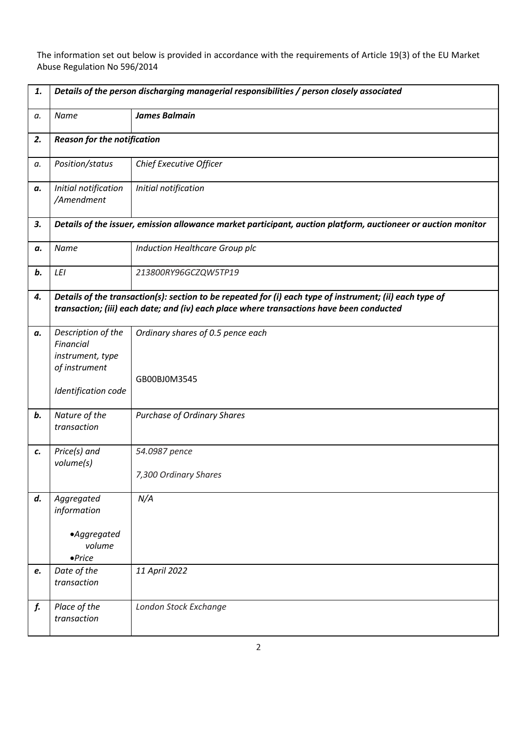The information set out below is provided in accordance with the requirements of Article 19(3) of the EU Market Abuse Regulation No 596/2014

| | | |
|---|---|---|
| ***1.*** | ***Details of the person discharging managerial responsibilities / person closely associated*** | |
| *a.* | *Name* | ***James Balmain*** |
| ***2.*** | ***Reason for the notification*** | |
| *a.* | *Position/status* | *Chief Executive Officer* |
| ***a.*** | *Initial notification /Amendment* | *Initial notification* |
| ***3.*** | ***Details of the issuer, emission allowance market participant, auction platform, auctioneer or auction monitor*** | |
| ***a.*** | *Name* | *Induction Healthcare Group plc* |
| ***b.*** | *LEI* | *213800RY96GCZQW5TP19* |
| ***4.*** | ***Details of the transaction(s): section to be repeated for (i) each type of instrument; (ii) each type of transaction; (iii) each date; and (iv) each place where transactions have been conducted*** | |
| ***a.*** | *Description of the Financial instrument, type of instrument*<br><br>*Identification code* | *Ordinary shares of 0.5 pence each*<br><br>GB00BJ0M3545 |
| ***b.*** | *Nature of the transaction* | *Purchase of Ordinary Shares* |
| ***c.*** | *Price(s) and volume(s)* | *54.0987 pence*<br><br>*7,300 Ordinary Shares* |
| ***d.*** | *Aggregated information*<br><br>• *Aggregated volume*<br>• *Price* | *N/A* |
| ***e.*** | *Date of the transaction* | *11 April 2022* |
| ***f.*** | *Place of the transaction* | *London Stock Exchange* |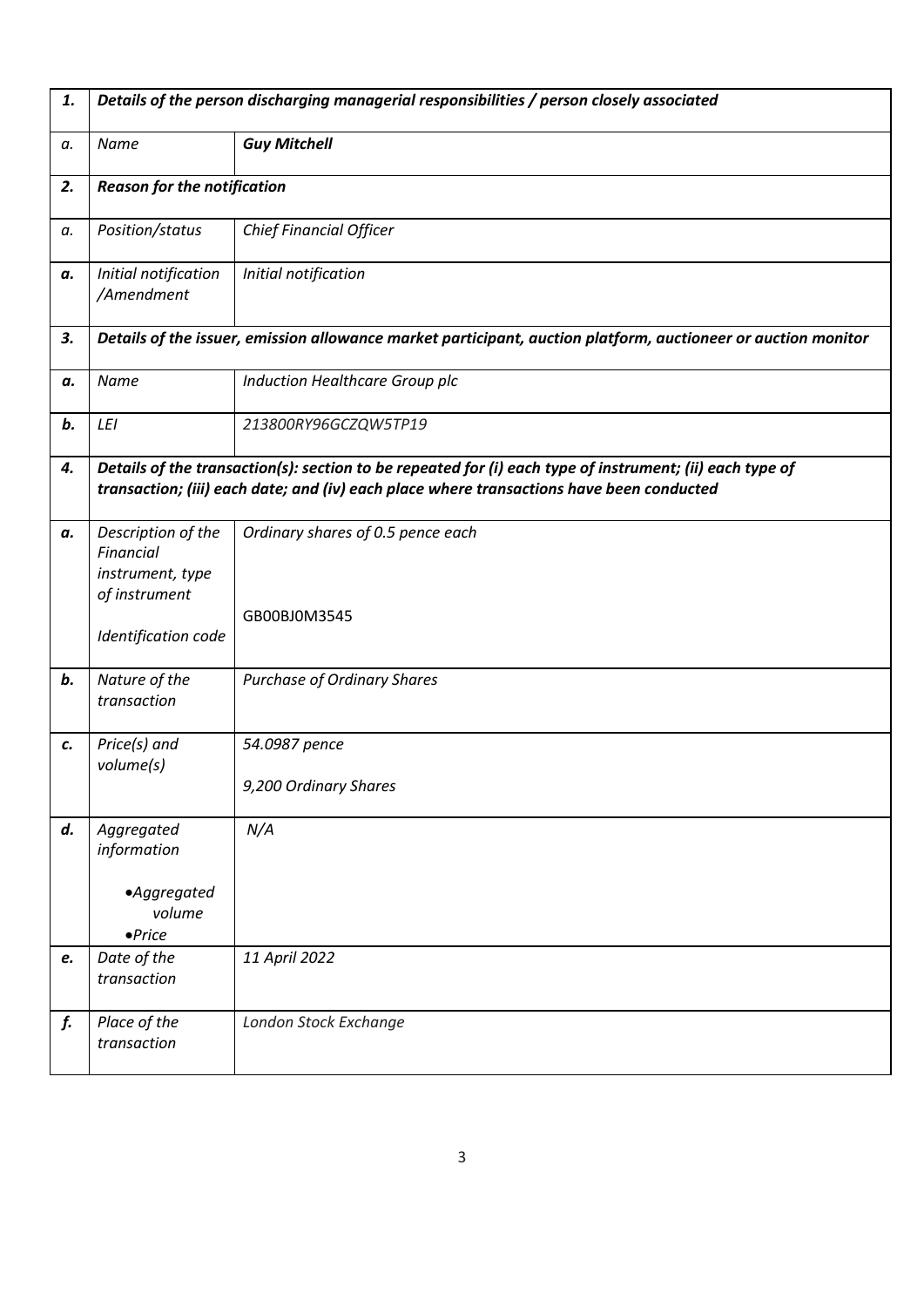| 1. | *Details of the person discharging managerial responsibilities / person closely associated* | |
|---|---|---|
| *a.* | *Name* | ***Guy Mitchell*** |
| **2.** | ***Reason for the notification*** | |
| *a.* | *Position/status* | *Chief Financial Officer* |
| ***a.*** | *Initial notification /Amendment* | *Initial notification* |
| **3.** | ***Details of the issuer, emission allowance market participant, auction platform, auctioneer or auction monitor*** | |
| ***a.*** | *Name* | *Induction Healthcare Group plc* |
| ***b.*** | *LEI* | *213800RY96GCZQW5TP19* |
| **4.** | ***Details of the transaction(s): section to be repeated for (i) each type of instrument; (ii) each type of transaction; (iii) each date; and (iv) each place where transactions have been conducted*** | |
| ***a.*** | *Description of the Financial instrument, type of instrument*<br><br>*Identification code* | *Ordinary shares of 0.5 pence each*<br><br>GB00BJ0M3545 |
| ***b.*** | *Nature of the transaction* | *Purchase of Ordinary Shares* |
| ***c.*** | *Price(s) and volume(s)* | *54.0987 pence*<br><br>*9,200 Ordinary Shares* |
| ***d.*** | *Aggregated information*<br><br>• *Aggregated volume*<br>• *Price* | *N/A* |
| ***e.*** | *Date of the transaction* | *11 April 2022* |
| ***f.*** | *Place of the transaction* | *London Stock Exchange* |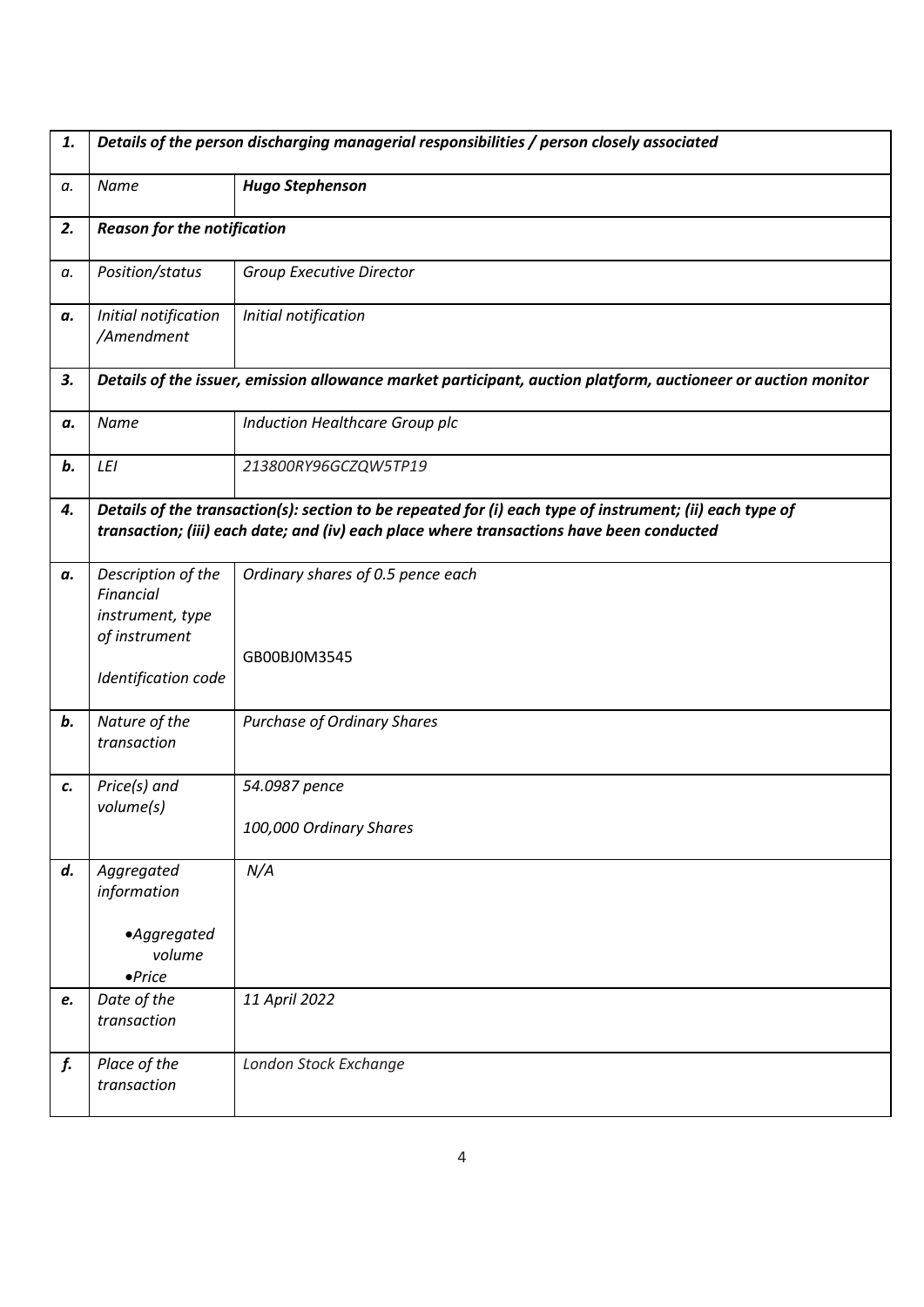| 1. | *Details of the person discharging managerial responsibilities / person closely associated* | |
|---|---|---|
| a. | *Name* | ***Hugo Stephenson*** |
| 2. | ***Reason for the notification*** | |
| a. | *Position/status* | *Group Executive Director* |
| a. | *Initial notification /Amendment* | *Initial notification* |
| 3. | *Details of the issuer, emission allowance market participant, auction platform, auctioneer or auction monitor* | |
| a. | *Name* | *Induction Healthcare Group plc* |
| b. | *LEI* | *213800RY96GCZQW5TP19* |
| 4. | *Details of the transaction(s): section to be repeated for (i) each type of instrument; (ii) each type of transaction; (iii) each date; and (iv) each place where transactions have been conducted* | |
| a. | *Description of the Financial instrument, type of instrument*<br><br>*Identification code* | *Ordinary shares of 0.5 pence each*<br><br>GB00BJ0M3545 |
| b. | *Nature of the transaction* | *Purchase of Ordinary Shares* |
| c. | *Price(s) and volume(s)* | *54.0987 pence*<br><br>*100,000 Ordinary Shares* |
| d. | *Aggregated information*<br><br>• *Aggregated volume*<br>• *Price* | *N/A* |
| e. | *Date of the transaction* | *11 April 2022* |
| f. | *Place of the transaction* | *London Stock Exchange* |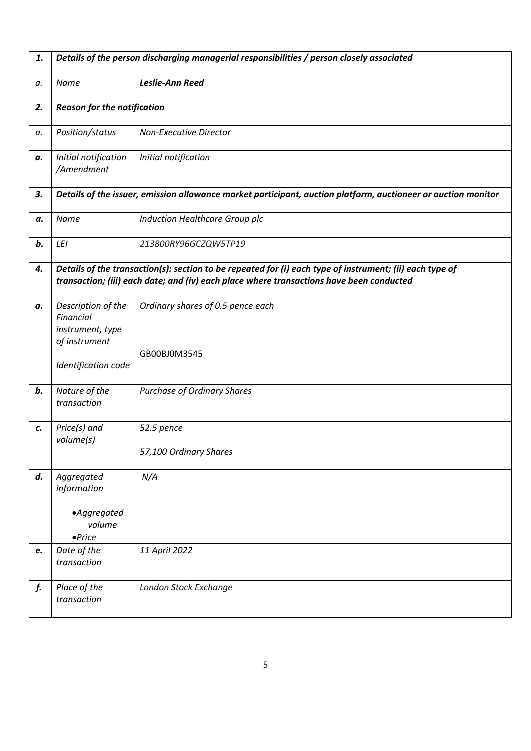| 1. | *Details of the person discharging managerial responsibilities / person closely associated* | |
|---|---|---|
| *a.* | *Name* | ***Leslie-Ann Reed*** |
| ***2.*** | ***Reason for the notification*** | |
| *a.* | *Position/status* | *Non-Executive Director* |
| ***a.*** | *Initial notification /Amendment* | *Initial notification* |
| ***3.*** | ***Details of the issuer, emission allowance market participant, auction platform, auctioneer or auction monitor*** | |
| ***a.*** | *Name* | *Induction Healthcare Group plc* |
| ***b.*** | *LEI* | *213800RY96GCZQW5TP19* |
| ***4.*** | ***Details of the transaction(s): section to be repeated for (i) each type of instrument; (ii) each type of transaction; (iii) each date; and (iv) each place where transactions have been conducted*** | |
| ***a.*** | *Description of the Financial instrument, type of instrument*<br><br>*Identification code* | *Ordinary shares of 0.5 pence each*<br><br>GB00BJ0M3545 |
| ***b.*** | *Nature of the transaction* | *Purchase of Ordinary Shares* |
| ***c.*** | *Price(s) and volume(s)* | *52.5 pence*<br><br>*57,100 Ordinary Shares* |
| ***d.*** | *Aggregated information*<br><br>• *Aggregated volume*<br>• *Price* | *N/A* |
| ***e.*** | *Date of the transaction* | *11 April 2022* |
| ***f.*** | *Place of the transaction* | *London Stock Exchange* |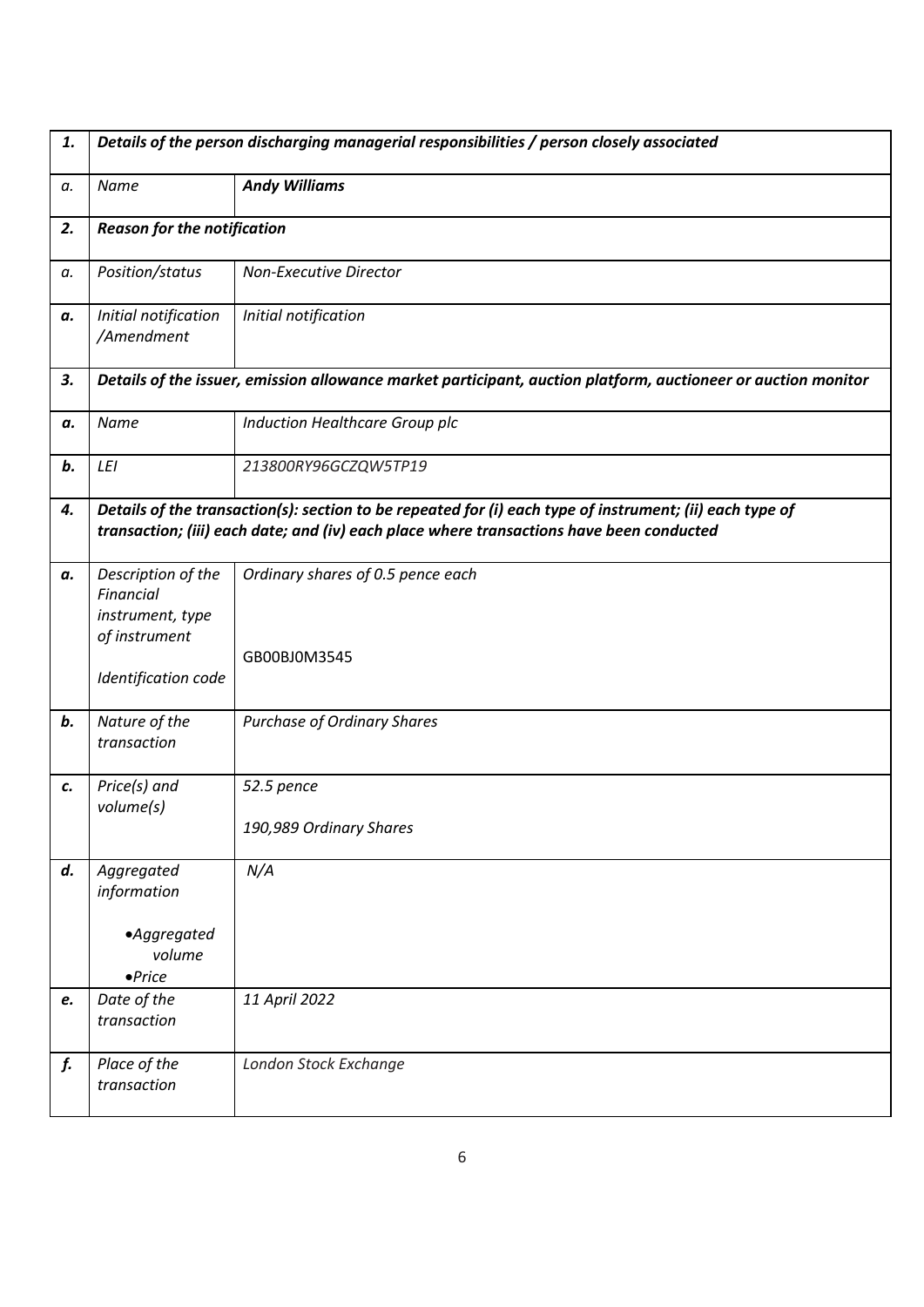| | | |
|---|---|---|
| ***1.*** | ***Details of the person discharging managerial responsibilities / person closely associated*** | |
| *a.* | *Name* | ***Andy Williams*** |
| ***2.*** | ***Reason for the notification*** | |
| *a.* | *Position/status* | *Non-Executive Director* |
| ***a.*** | *Initial notification /Amendment* | *Initial notification* |
| ***3.*** | ***Details of the issuer, emission allowance market participant, auction platform, auctioneer or auction monitor*** | |
| ***a.*** | *Name* | *Induction Healthcare Group plc* |
| ***b.*** | *LEI* | *213800RY96GCZQW5TP19* |
| ***4.*** | ***Details of the transaction(s): section to be repeated for (i) each type of instrument; (ii) each type of transaction; (iii) each date; and (iv) each place where transactions have been conducted*** | |
| ***a.*** | *Description of the Financial instrument, type of instrument*<br><br>*Identification code* | *Ordinary shares of 0.5 pence each*<br><br>GB00BJ0M3545 |
| ***b.*** | *Nature of the transaction* | *Purchase of Ordinary Shares* |
| ***c.*** | *Price(s) and volume(s)* | *52.5 pence*<br><br>*190,989 Ordinary Shares* |
| ***d.*** | *Aggregated information*<br><br>• *Aggregated volume*<br>• *Price* | *N/A* |
| ***e.*** | *Date of the transaction* | *11 April 2022* |
| ***f.*** | *Place of the transaction* | *London Stock Exchange* |